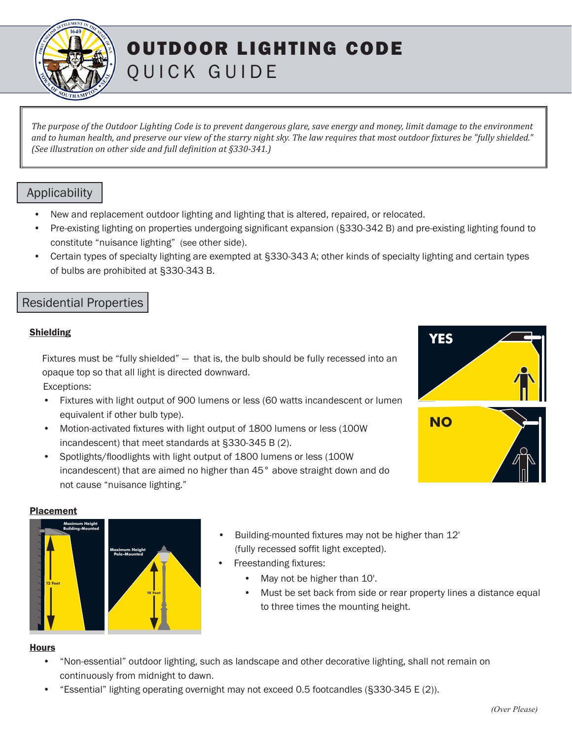# OUTDOOR LIGHTING CODE
## QUICK GUIDE

*The purpose of the Outdoor Lighting Code is to prevent dangerous glare, save energy and money, limit damage to the environment and to human health, and preserve our view of the starry night sky. The law requires that most outdoor fixtures be "fully shielded." (See illustration on other side and full definition at §330-341.)*

## Applicability

- New and replacement outdoor lighting and lighting that is altered, repaired, or relocated.
- Pre-existing lighting on properties undergoing significant expansion (§330-342 B) and pre-existing lighting found to constitute "nuisance lighting" (see other side).
- Certain types of specialty lighting are exempted at §330-343 A; other kinds of specialty lighting and certain types of bulbs are prohibited at §330-343 B.

## Residential Properties

### Shielding

Fixtures must be "fully shielded" — that is, the bulb should be fully recessed into an opaque top so that all light is directed downward.

Exceptions:

- Fixtures with light output of 900 lumens or less (60 watts incandescent or lumen equivalent if other bulb type).
- Motion-activated fixtures with light output of 1800 lumens or less (100W incandescent) that meet standards at §330-345 B (2).
- Spotlights/floodlights with light output of 1800 lumens or less (100W incandescent) that are aimed no higher than 45° above straight down and do not cause "nuisance lighting."

YES

NO

### Placement

Maximum Height Building-Mounted — 12 Feet

Maximum Height Pole-Mounted — 10 Feet

- Building-mounted fixtures may not be higher than 12' (fully recessed soffit light excepted).
- Freestanding fixtures:
  - May not be higher than 10'.
  - Must be set back from side or rear property lines a distance equal to three times the mounting height.

### Hours

- "Non-essential" outdoor lighting, such as landscape and other decorative lighting, shall not remain on continuously from midnight to dawn.
- "Essential" lighting operating overnight may not exceed 0.5 footcandles (§330-345 E (2)).

*(Over Please)*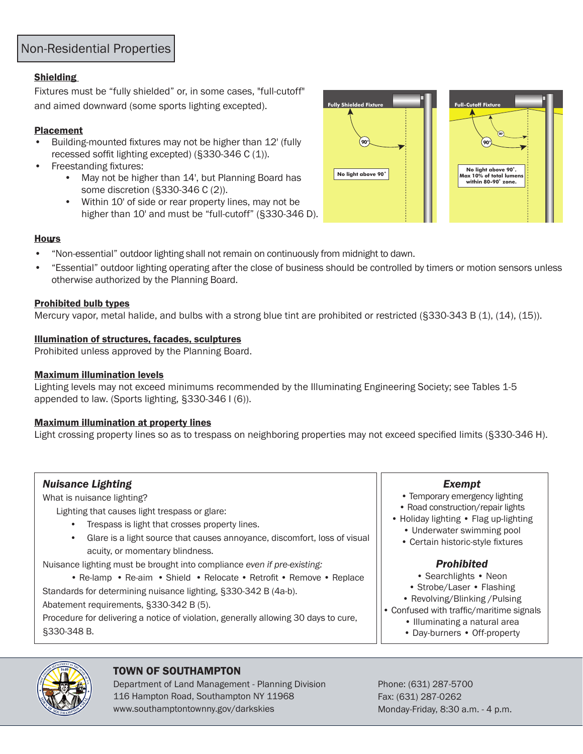# Non-Residential Properties

**Shielding**

Fixtures must be "fully shielded" or, in some cases, "full-cutoff" and aimed downward (some sports lighting excepted).

**Placement**

- Building-mounted fixtures may not be higher than 12' (fully recessed soffit lighting excepted) (§330-346 C (1)).
- Freestanding fixtures:
  - May not be higher than 14', but Planning Board has some discretion (§330-346 C (2)).
  - Within 10' of side or rear property lines, may not be higher than 10' and must be "full-cutoff" (§330-346 D).

Fully Shielded Fixture

90°

No light above 90°

Full-Cutoff Fixture

80°

90°

No light above 90°. Max 10% of total lumens within 80-90° zone.

**Hours**

- "Non-essential" outdoor lighting shall not remain on continuously from midnight to dawn.
- "Essential" outdoor lighting operating after the close of business should be controlled by timers or motion sensors unless otherwise authorized by the Planning Board.

**Prohibited bulb types**

Mercury vapor, metal halide, and bulbs with a strong blue tint are prohibited or restricted (§330-343 B (1), (14), (15)).

**Illumination of structures, facades, sculptures**

Prohibited unless approved by the Planning Board.

**Maximum illumination levels**

Lighting levels may not exceed minimums recommended by the Illuminating Engineering Society; see Tables 1-5 appended to law. (Sports lighting, §330-346 I (6)).

**Maximum illumination at property lines**

Light crossing property lines so as to trespass on neighboring properties may not exceed specified limits (§330-346 H).

## *Nuisance Lighting*

What is nuisance lighting?

Lighting that causes light trespass or glare:

- Trespass is light that crosses property lines.
- Glare is a light source that causes annoyance, discomfort, loss of visual acuity, or momentary blindness.

Nuisance lighting must be brought into compliance *even if pre-existing:*

• Re-lamp • Re-aim • Shield • Relocate • Retrofit • Remove • Replace

Standards for determining nuisance lighting, §330-342 B (4a-b).

Abatement requirements, §330-342 B (5).

Procedure for delivering a notice of violation, generally allowing 30 days to cure, §330-348 B.

## *Exempt*

- Temporary emergency lighting
- Road construction/repair lights
- Holiday lighting • Flag up-lighting
- Underwater swimming pool
- Certain historic-style fixtures

## *Prohibited*

- Searchlights • Neon
- Strobe/Laser • Flashing
- Revolving/Blinking /Pulsing
- Confused with traffic/maritime signals
- Illuminating a natural area
- Day-burners • Off-property

**TOWN OF SOUTHAMPTON**

Department of Land Management - Planning Division
116 Hampton Road, Southampton NY 11968
www.southamptontownny.gov/darkskies

Phone: (631) 287-5700
Fax: (631) 287-0262
Monday-Friday, 8:30 a.m. - 4 p.m.